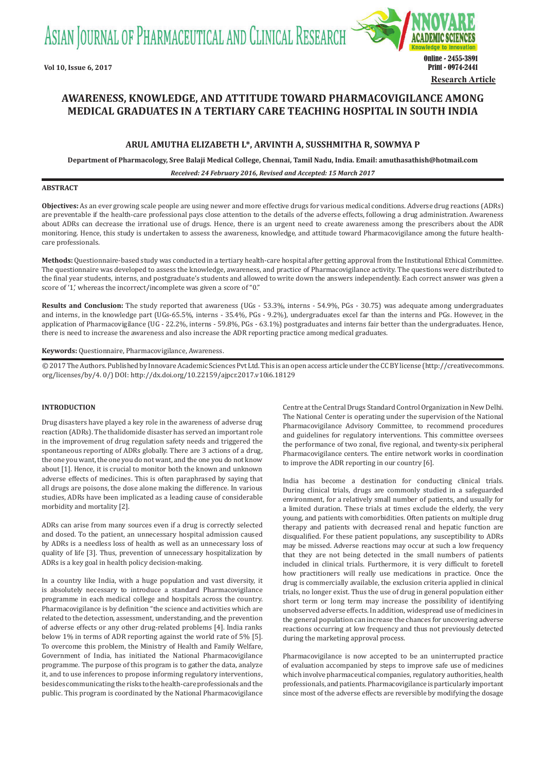Research Article

# AWARENESS, KNOWLEDGE, AND ATTITUDE TOWARD PHARMACOVIGILANCE AMONG MEDICAL GRADUATES IN A TERTIARY CARE TEACHING HOSPITAL IN SOUTH INDIA

**ARUL AMUTHA ELIZABETH L*, ARVINTH A, SUSSHMITHA R, SOWMYA P**

**Department of Pharmacology, Sree Balaji Medical College, Chennai, Tamil Nadu, India. Email: amuthasathish@hotmail.com**

***Received: 24 February 2016, Revised and Accepted: 15 March 2017***

## ABSTRACT

**Objectives:** As an ever growing scale people are using newer and more effective drugs for various medical conditions. Adverse drug reactions (ADRs) are preventable if the health-care professional pays close attention to the details of the adverse effects, following a drug administration. Awareness about ADRs can decrease the irrational use of drugs. Hence, there is an urgent need to create awareness among the prescribers about the ADR monitoring. Hence, this study is undertaken to assess the awareness, knowledge, and attitude toward Pharmacovigilance among the future health-care professionals.

**Methods:** Questionnaire-based study was conducted in a tertiary health-care hospital after getting approval from the Institutional Ethical Committee. The questionnaire was developed to assess the knowledge, awareness, and practice of Pharmacovigilance activity. The questions were distributed to the final year students, interns, and postgraduate's students and allowed to write down the answers independently. Each correct answer was given a score of '1,' whereas the incorrect/incomplete was given a score of "0."

**Results and Conclusion:** The study reported that awareness (UGs - 53.3%, interns - 54.9%, PGs - 30.75) was adequate among undergraduates and interns, in the knowledge part (UGs-65.5%, interns - 35.4%, PGs - 9.2%), undergraduates excel far than the interns and PGs. However, in the application of Pharmacovigilance (UG - 22.2%, interns - 59.8%, PGs - 63.1%) postgraduates and interns fair better than the undergraduates. Hence, there is need to increase the awareness and also increase the ADR reporting practice among medical graduates.

**Keywords:** Questionnaire, Pharmacovigilance, Awareness.

© 2017 The Authors. Published by Innovare Academic Sciences Pvt Ltd. This is an open access article under the CC BY license (http://creativecommons.org/licenses/by/4. 0/) DOI: http://dx.doi.org/10.22159/ajpcr.2017.v10i6.18129

## INTRODUCTION

Drug disasters have played a key role in the awareness of adverse drug reaction (ADRs). The thalidomide disaster has served an important role in the improvement of drug regulation safety needs and triggered the spontaneous reporting of ADRs globally. There are 3 actions of a drug, the one you want, the one you do not want, and the one you do not know about [1]. Hence, it is crucial to monitor both the known and unknown adverse effects of medicines. This is often paraphrased by saying that all drugs are poisons, the dose alone making the difference. In various studies, ADRs have been implicated as a leading cause of considerable morbidity and mortality [2].

ADRs can arise from many sources even if a drug is correctly selected and dosed. To the patient, an unnecessary hospital admission caused by ADRs is a needless loss of health as well as an unnecessary loss of quality of life [3]. Thus, prevention of unnecessary hospitalization by ADRs is a key goal in health policy decision-making.

In a country like India, with a huge population and vast diversity, it is absolutely necessary to introduce a standard Pharmacovigilance programme in each medical college and hospitals across the country. Pharmacovigilance is by definition "the science and activities which are related to the detection, assessment, understanding, and the prevention of adverse effects or any other drug-related problems [4]. India ranks below 1% in terms of ADR reporting against the world rate of 5% [5]. To overcome this problem, the Ministry of Health and Family Welfare, Government of India, has initiated the National Pharmacovigilance programme. The purpose of this program is to gather the data, analyze it, and to use inferences to propose informing regulatory interventions, besides communicating the risks to the health-care professionals and the public. This program is coordinated by the National Pharmacovigilance Centre at the Central Drugs Standard Control Organization in New Delhi. The National Center is operating under the supervision of the National Pharmacovigilance Advisory Committee, to recommend procedures and guidelines for regulatory interventions. This committee oversees the performance of two zonal, five regional, and twenty-six peripheral Pharmacovigilance centers. The entire network works in coordination to improve the ADR reporting in our country [6].

India has become a destination for conducting clinical trials. During clinical trials, drugs are commonly studied in a safeguarded environment, for a relatively small number of patients, and usually for a limited duration. These trials at times exclude the elderly, the very young, and patients with comorbidities. Often patients on multiple drug therapy and patients with decreased renal and hepatic function are disqualified. For these patient populations, any susceptibility to ADRs may be missed. Adverse reactions may occur at such a low frequency that they are not being detected in the small numbers of patients included in clinical trials. Furthermore, it is very difficult to foretell how practitioners will really use medications in practice. Once the drug is commercially available, the exclusion criteria applied in clinical trials, no longer exist. Thus the use of drug in general population either short term or long term may increase the possibility of identifying unobserved adverse effects. In addition, widespread use of medicines in the general population can increase the chances for uncovering adverse reactions occurring at low frequency and thus not previously detected during the marketing approval process.

Pharmacovigilance is now accepted to be an uninterrupted practice of evaluation accompanied by steps to improve safe use of medicines which involve pharmaceutical companies, regulatory authorities, health professionals, and patients. Pharmacovigilance is particularly important since most of the adverse effects are reversible by modifying the dosage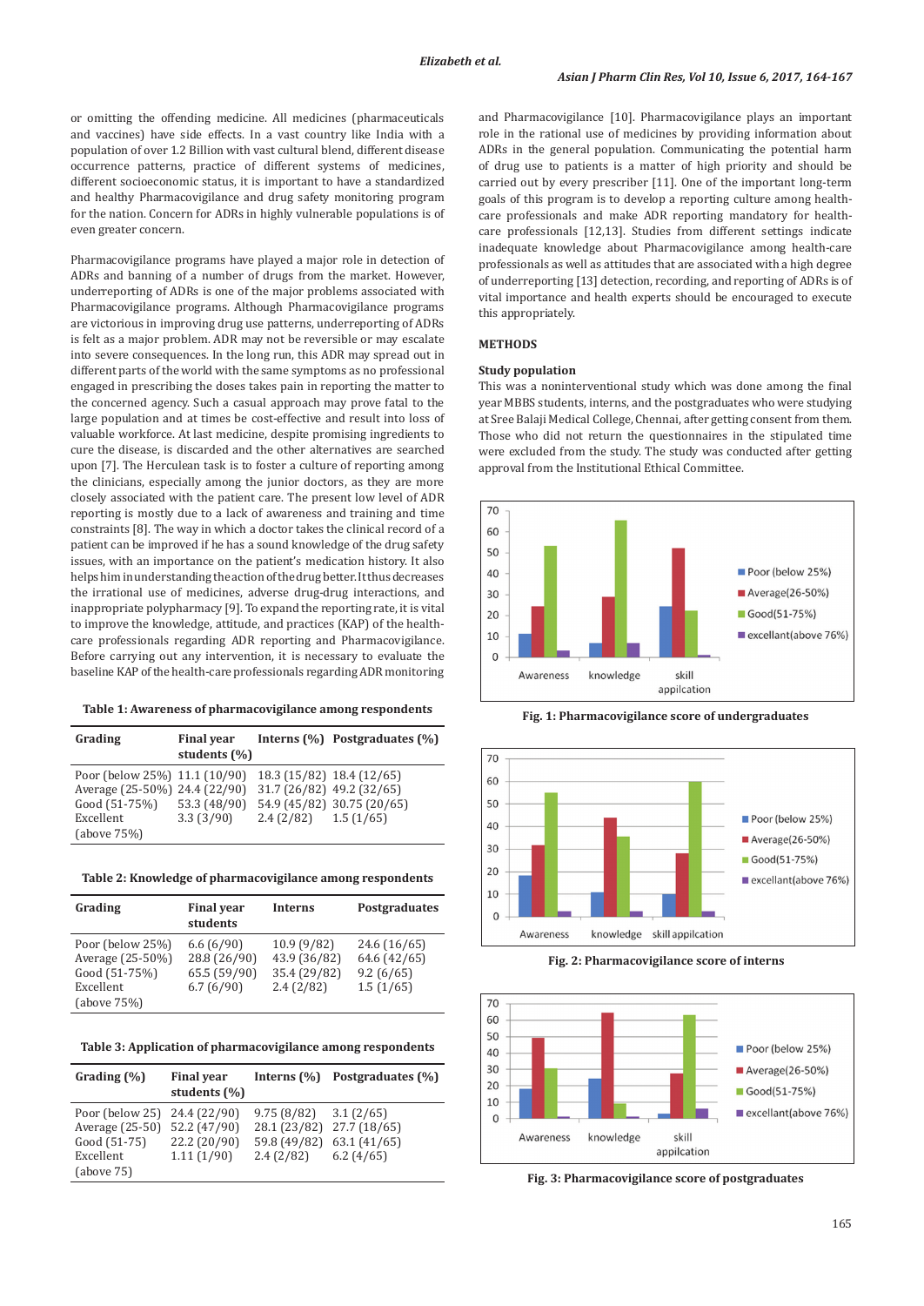or omitting the offending medicine. All medicines (pharmaceuticals and vaccines) have side effects. In a vast country like India with a population of over 1.2 Billion with vast cultural blend, different disease occurrence patterns, practice of different systems of medicines, different socioeconomic status, it is important to have a standardized and healthy Pharmacovigilance and drug safety monitoring program for the nation. Concern for ADRs in highly vulnerable populations is of even greater concern.

Pharmacovigilance programs have played a major role in detection of ADRs and banning of a number of drugs from the market. However, underreporting of ADRs is one of the major problems associated with Pharmacovigilance programs. Although Pharmacovigilance programs are victorious in improving drug use patterns, underreporting of ADRs is felt as a major problem. ADR may not be reversible or may escalate into severe consequences. In the long run, this ADR may spread out in different parts of the world with the same symptoms as no professional engaged in prescribing the doses takes pain in reporting the matter to the concerned agency. Such a casual approach may prove fatal to the large population and at times be cost-effective and result into loss of valuable workforce. At last medicine, despite promising ingredients to cure the disease, is discarded and the other alternatives are searched upon [7]. The Herculean task is to foster a culture of reporting among the clinicians, especially among the junior doctors, as they are more closely associated with the patient care. The present low level of ADR reporting is mostly due to a lack of awareness and training and time constraints [8]. The way in which a doctor takes the clinical record of a patient can be improved if he has a sound knowledge of the drug safety issues, with an importance on the patient's medication history. It also helps him in understanding the action of the drug better. It thus decreases the irrational use of medicines, adverse drug-drug interactions, and inappropriate polypharmacy [9]. To expand the reporting rate, it is vital to improve the knowledge, attitude, and practices (KAP) of the health-care professionals regarding ADR reporting and Pharmacovigilance. Before carrying out any intervention, it is necessary to evaluate the baseline KAP of the health-care professionals regarding ADR monitoring and Pharmacovigilance [10]. Pharmacovigilance plays an important role in the rational use of medicines by providing information about ADRs in the general population. Communicating the potential harm of drug use to patients is a matter of high priority and should be carried out by every prescriber [11]. One of the important long-term goals of this program is to develop a reporting culture among health-care professionals and make ADR reporting mandatory for health-care professionals [12,13]. Studies from different settings indicate inadequate knowledge about Pharmacovigilance among health-care professionals as well as attitudes that are associated with a high degree of underreporting [13] detection, recording, and reporting of ADRs is of vital importance and health experts should be encouraged to execute this appropriately.

## METHODS

### Study population

This was a noninterventional study which was done among the final year MBBS students, interns, and the postgraduates who were studying at Sree Balaji Medical College, Chennai, after getting consent from them. Those who did not return the questionnaires in the stipulated time were excluded from the study. The study was conducted after getting approval from the Institutional Ethical Committee.

**Table 1: Awareness of pharmacovigilance among respondents**

| Grading | Final year students (%) | Interns (%) | Postgraduates (%) |
|---|---|---|---|
| Poor (below 25%) | 11.1 (10/90) | 18.3 (15/82) | 18.4 (12/65) |
| Average (25-50%) | 24.4 (22/90) | 31.7 (26/82) | 49.2 (32/65) |
| Good (51-75%) | 53.3 (48/90) | 54.9 (45/82) | 30.75 (20/65) |
| Excellent (above 75%) | 3.3 (3/90) | 2.4 (2/82) | 1.5 (1/65) |

**Table 2: Knowledge of pharmacovigilance among respondents**

| Grading | Final year students | Interns | Postgraduates |
|---|---|---|---|
| Poor (below 25%) | 6.6 (6/90) | 10.9 (9/82) | 24.6 (16/65) |
| Average (25-50%) | 28.8 (26/90) | 43.9 (36/82) | 64.6 (42/65) |
| Good (51-75%) | 65.5 (59/90) | 35.4 (29/82) | 9.2 (6/65) |
| Excellent (above 75%) | 6.7 (6/90) | 2.4 (2/82) | 1.5 (1/65) |

**Table 3: Application of pharmacovigilance among respondents**

| Grading (%) | Final year students (%) | Interns (%) | Postgraduates (%) |
|---|---|---|---|
| Poor (below 25) | 24.4 (22/90) | 9.75 (8/82) | 3.1 (2/65) |
| Average (25-50) | 52.2 (47/90) | 28.1 (23/82) | 27.7 (18/65) |
| Good (51-75) | 22.2 (20/90) | 59.8 (49/82) | 63.1 (41/65) |
| Excellent (above 75) | 1.11 (1/90) | 2.4 (2/82) | 6.2 (4/65) |

70
60
50
40
30
20
10
0
Awareness
knowledge
skill appilcation
Poor (below 25%)
Average(26-50%)
Good(51-75%)
excellant(above 76%)

**Fig. 1: Pharmacovigilance score of undergraduates**

70
60
50
40
30
20
10
0
Awareness
knowledge
skill appilcation
Poor (below 25%)
Average(26-50%)
Good(51-75%)
excellant(above 76%)

**Fig. 2: Pharmacovigilance score of interns**

70
60
50
40
30
20
10
0
Awareness
knowledge
skill appilcation
Poor (below 25%)
Average(26-50%)
Good(51-75%)
excellant(above 76%)

**Fig. 3: Pharmacovigilance score of postgraduates**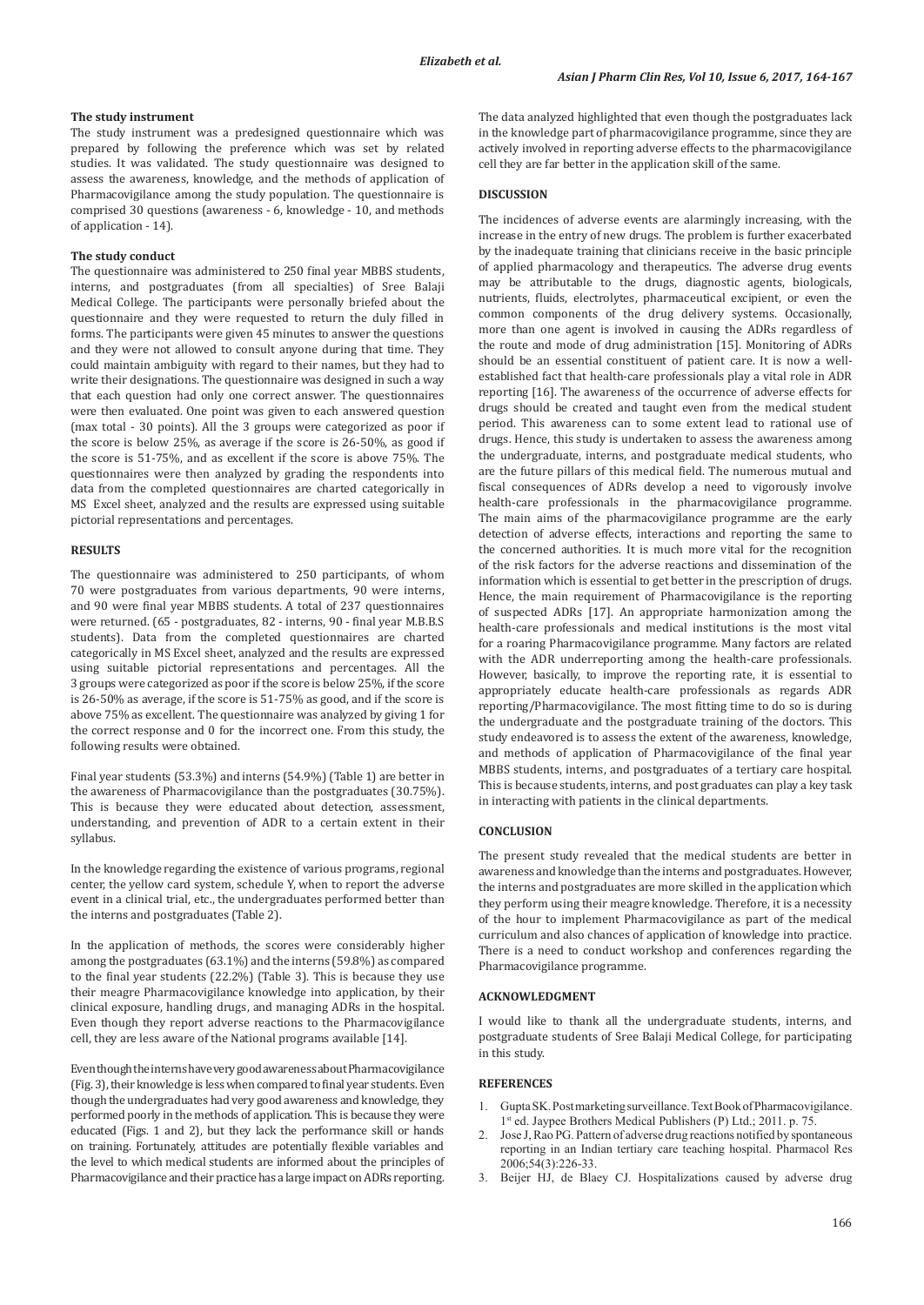### The study instrument

The study instrument was a predesigned questionnaire which was prepared by following the preference which was set by related studies. It was validated. The study questionnaire was designed to assess the awareness, knowledge, and the methods of application of Pharmacovigilance among the study population. The questionnaire is comprised 30 questions (awareness - 6, knowledge - 10, and methods of application - 14).

### The study conduct

The questionnaire was administered to 250 final year MBBS students, interns, and postgraduates (from all specialties) of Sree Balaji Medical College. The participants were personally briefed about the questionnaire and they were requested to return the duly filled in forms. The participants were given 45 minutes to answer the questions and they were not allowed to consult anyone during that time. They could maintain ambiguity with regard to their names, but they had to write their designations. The questionnaire was designed in such a way that each question had only one correct answer. The questionnaires were then evaluated. One point was given to each answered question (max total - 30 points). All the 3 groups were categorized as poor if the score is below 25%, as average if the score is 26-50%, as good if the score is 51-75%, and as excellent if the score is above 75%. The questionnaires were then analyzed by grading the respondents into data from the completed questionnaires are charted categorically in MS Excel sheet, analyzed and the results are expressed using suitable pictorial representations and percentages.

## RESULTS

The questionnaire was administered to 250 participants, of whom 70 were postgraduates from various departments, 90 were interns, and 90 were final year MBBS students. A total of 237 questionnaires were returned. (65 - postgraduates, 82 - interns, 90 - final year M.B.B.S students). Data from the completed questionnaires are charted categorically in MS Excel sheet, analyzed and the results are expressed using suitable pictorial representations and percentages. All the 3 groups were categorized as poor if the score is below 25%, if the score is 26-50% as average, if the score is 51-75% as good, and if the score is above 75% as excellent. The questionnaire was analyzed by giving 1 for the correct response and 0 for the incorrect one. From this study, the following results were obtained.

Final year students (53.3%) and interns (54.9%) (Table 1) are better in the awareness of Pharmacovigilance than the postgraduates (30.75%). This is because they were educated about detection, assessment, understanding, and prevention of ADR to a certain extent in their syllabus.

In the knowledge regarding the existence of various programs, regional center, the yellow card system, schedule Y, when to report the adverse event in a clinical trial, etc., the undergraduates performed better than the interns and postgraduates (Table 2).

In the application of methods, the scores were considerably higher among the postgraduates (63.1%) and the interns (59.8%) as compared to the final year students (22.2%) (Table 3). This is because they use their meagre Pharmacovigilance knowledge into application, by their clinical exposure, handling drugs, and managing ADRs in the hospital. Even though they report adverse reactions to the Pharmacovigilance cell, they are less aware of the National programs available [14].

Even though the interns have very good awareness about Pharmacovigilance (Fig. 3), their knowledge is less when compared to final year students. Even though the undergraduates had very good awareness and knowledge, they performed poorly in the methods of application. This is because they were educated (Figs. 1 and 2), but they lack the performance skill or hands on training. Fortunately, attitudes are potentially flexible variables and the level to which medical students are informed about the principles of Pharmacovigilance and their practice has a large impact on ADRs reporting.

The data analyzed highlighted that even though the postgraduates lack in the knowledge part of pharmacovigilance programme, since they are actively involved in reporting adverse effects to the pharmacovigilance cell they are far better in the application skill of the same.

## DISCUSSION

The incidences of adverse events are alarmingly increasing, with the increase in the entry of new drugs. The problem is further exacerbated by the inadequate training that clinicians receive in the basic principle of applied pharmacology and therapeutics. The adverse drug events may be attributable to the drugs, diagnostic agents, biologicals, nutrients, fluids, electrolytes, pharmaceutical excipient, or even the common components of the drug delivery systems. Occasionally, more than one agent is involved in causing the ADRs regardless of the route and mode of drug administration [15]. Monitoring of ADRs should be an essential constituent of patient care. It is now a well-established fact that health-care professionals play a vital role in ADR reporting [16]. The awareness of the occurrence of adverse effects for drugs should be created and taught even from the medical student period. This awareness can to some extent lead to rational use of drugs. Hence, this study is undertaken to assess the awareness among the undergraduate, interns, and postgraduate medical students, who are the future pillars of this medical field. The numerous mutual and fiscal consequences of ADRs develop a need to vigorously involve health-care professionals in the pharmacovigilance programme. The main aims of the pharmacovigilance programme are the early detection of adverse effects, interactions and reporting the same to the concerned authorities. It is much more vital for the recognition of the risk factors for the adverse reactions and dissemination of the information which is essential to get better in the prescription of drugs. Hence, the main requirement of Pharmacovigilance is the reporting of suspected ADRs [17]. An appropriate harmonization among the health-care professionals and medical institutions is the most vital for a roaring Pharmacovigilance programme. Many factors are related with the ADR underreporting among the health-care professionals. However, basically, to improve the reporting rate, it is essential to appropriately educate health-care professionals as regards ADR reporting/Pharmacovigilance. The most fitting time to do so is during the undergraduate and the postgraduate training of the doctors. This study endeavored is to assess the extent of the awareness, knowledge, and methods of application of Pharmacovigilance of the final year MBBS students, interns, and postgraduates of a tertiary care hospital. This is because students, interns, and post graduates can play a key task in interacting with patients in the clinical departments.

## CONCLUSION

The present study revealed that the medical students are better in awareness and knowledge than the interns and postgraduates. However, the interns and postgraduates are more skilled in the application which they perform using their meagre knowledge. Therefore, it is a necessity of the hour to implement Pharmacovigilance as part of the medical curriculum and also chances of application of knowledge into practice. There is a need to conduct workshop and conferences regarding the Pharmacovigilance programme.

## ACKNOWLEDGMENT

I would like to thank all the undergraduate students, interns, and postgraduate students of Sree Balaji Medical College, for participating in this study.

## REFERENCES

1. Gupta SK. Post marketing surveillance. Text Book of Pharmacovigilance. 1st ed. Jaypee Brothers Medical Publishers (P) Ltd.; 2011. p. 75.
2. Jose J, Rao PG. Pattern of adverse drug reactions notified by spontaneous reporting in an Indian tertiary care teaching hospital. Pharmacol Res 2006;54(3):226-33.
3. Beijer HJ, de Blaey CJ. Hospitalizations caused by adverse drug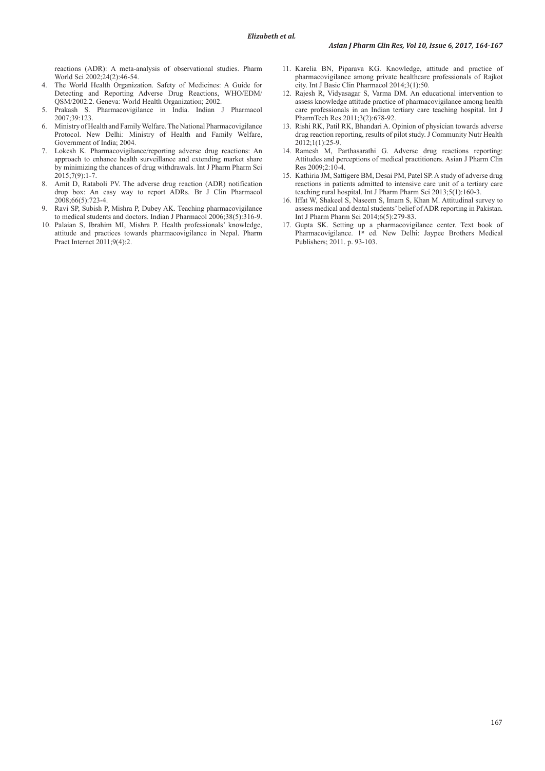reactions (ADR): A meta-analysis of observational studies. Pharm World Sci 2002;24(2):46-54.

4. The World Health Organization. Safety of Medicines: A Guide for Detecting and Reporting Adverse Drug Reactions, WHO/EDM/QSM/2002.2. Geneva: World Health Organization; 2002.
5. Prakash S. Pharmacovigilance in India. Indian J Pharmacol 2007;39:123.
6. Ministry of Health and Family Welfare. The National Pharmacovigilance Protocol. New Delhi: Ministry of Health and Family Welfare, Government of India; 2004.
7. Lokesh K. Pharmacovigilance/reporting adverse drug reactions: An approach to enhance health surveillance and extending market share by minimizing the chances of drug withdrawals. Int J Pharm Pharm Sci 2015;7(9):1-7.
8. Amit D, Rataboli PV. The adverse drug reaction (ADR) notification drop box: An easy way to report ADRs. Br J Clin Pharmacol 2008;66(5):723-4.
9. Ravi SP, Subish P, Mishra P, Dubey AK. Teaching pharmacovigilance to medical students and doctors. Indian J Pharmacol 2006;38(5):316-9.
10. Palaian S, Ibrahim MI, Mishra P. Health professionals' knowledge, attitude and practices towards pharmacovigilance in Nepal. Pharm Pract Internet 2011;9(4):2.
11. Karelia BN, Piparava KG. Knowledge, attitude and practice of pharmacovigilance among private healthcare professionals of Rajkot city. Int J Basic Clin Pharmacol 2014;3(1):50.
12. Rajesh R, Vidyasagar S, Varma DM. An educational intervention to assess knowledge attitude practice of pharmacovigilance among health care professionals in an Indian tertiary care teaching hospital. Int J PharmTech Res 2011;3(2):678-92.
13. Rishi RK, Patil RK, Bhandari A. Opinion of physician towards adverse drug reaction reporting, results of pilot study. J Community Nutr Health 2012;1(1):25-9.
14. Ramesh M, Parthasarathi G. Adverse drug reactions reporting: Attitudes and perceptions of medical practitioners. Asian J Pharm Clin Res 2009;2:10-4.
15. Kathiria JM, Sattigere BM, Desai PM, Patel SP. A study of adverse drug reactions in patients admitted to intensive care unit of a tertiary care teaching rural hospital. Int J Pharm Pharm Sci 2013;5(1):160-3.
16. Iffat W, Shakeel S, Naseem S, Imam S, Khan M. Attitudinal survey to assess medical and dental students' belief of ADR reporting in Pakistan. Int J Pharm Pharm Sci 2014;6(5):279-83.
17. Gupta SK. Setting up a pharmacovigilance center. Text book of Pharmacovigilance. 1st ed. New Delhi: Jaypee Brothers Medical Publishers; 2011. p. 93-103.